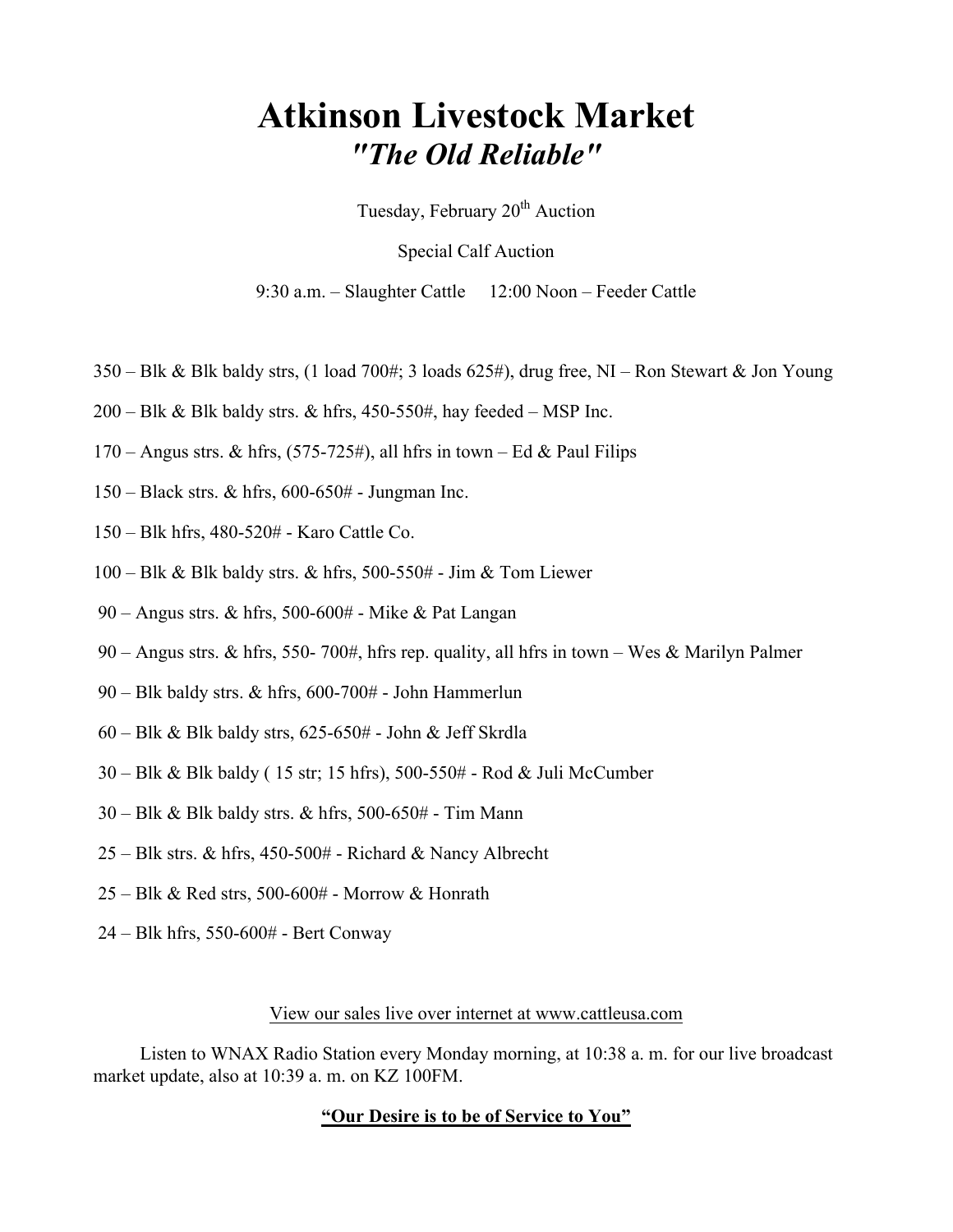# Atkinson Livestock Market

## *"The Old Reliable"*

Tuesday, February 20th Auction

Special Calf Auction

9:30 a.m. – Slaughter Cattle     12:00 Noon – Feeder Cattle

350 – Blk & Blk baldy strs, (1 load 700#; 3 loads 625#), drug free, NI – Ron Stewart & Jon Young

200 – Blk & Blk baldy strs. & hfrs, 450-550#, hay feeded – MSP Inc.

170 – Angus strs. & hfrs, (575-725#), all hfrs in town – Ed & Paul Filips

150 – Black strs. & hfrs, 600-650# - Jungman Inc.

150 – Blk hfrs, 480-520# - Karo Cattle Co.

100 – Blk & Blk baldy strs. & hfrs, 500-550# - Jim & Tom Liewer

90 – Angus strs. & hfrs, 500-600# - Mike & Pat Langan

90 – Angus strs. & hfrs, 550- 700#, hfrs rep. quality, all hfrs in town – Wes & Marilyn Palmer

90 – Blk baldy strs. & hfrs, 600-700# - John Hammerlun

60 – Blk & Blk baldy strs, 625-650# - John & Jeff Skrdla

30 – Blk & Blk baldy ( 15 str; 15 hfrs), 500-550# - Rod & Juli McCumber

30 – Blk & Blk baldy strs. & hfrs, 500-650# - Tim Mann

25 – Blk strs. & hfrs, 450-500# - Richard & Nancy Albrecht

25 – Blk & Red strs, 500-600# - Morrow & Honrath

24 – Blk hfrs, 550-600# - Bert Conway

<u>View our sales live over internet at www.cattleusa.com</u>

Listen to WNAX Radio Station every Monday morning, at 10:38 a. m. for our live broadcast market update, also at 10:39 a. m. on KZ 100FM.

**<u>"Our Desire is to be of Service to You"</u>**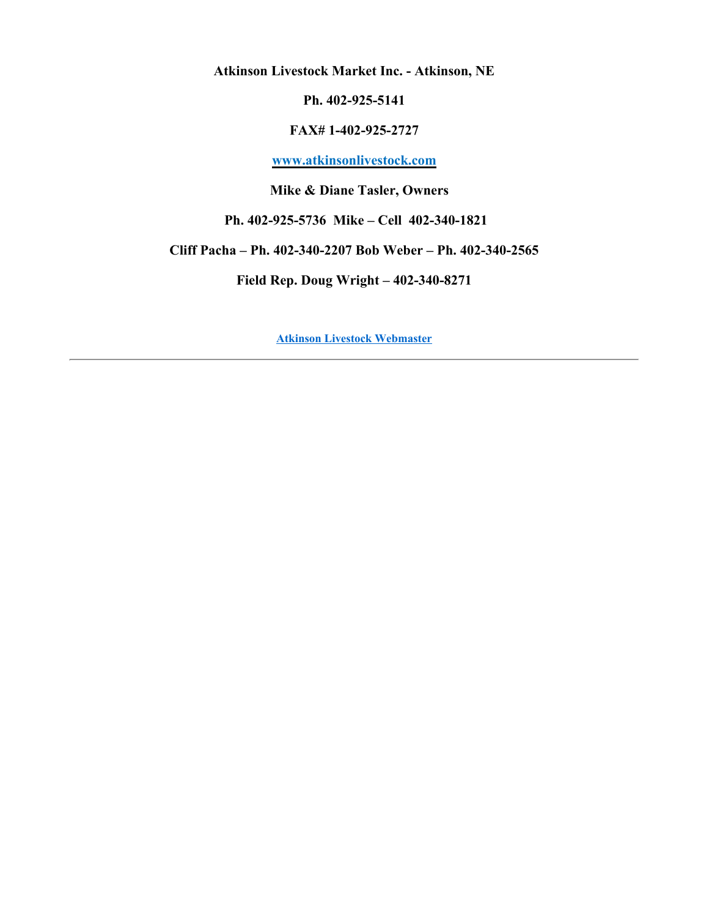**Atkinson Livestock Market Inc. - Atkinson, NE**

**Ph. 402-925-5141**

**FAX# 1-402-925-2727**

**www.atkinsonlivestock.com**

**Mike & Diane Tasler, Owners**

**Ph. 402-925-5736 Mike – Cell 402-340-1821**

**Cliff Pacha – Ph. 402-340-2207 Bob Weber – Ph. 402-340-2565**

**Field Rep. Doug Wright – 402-340-8271**

**Atkinson Livestock Webmaster**

---